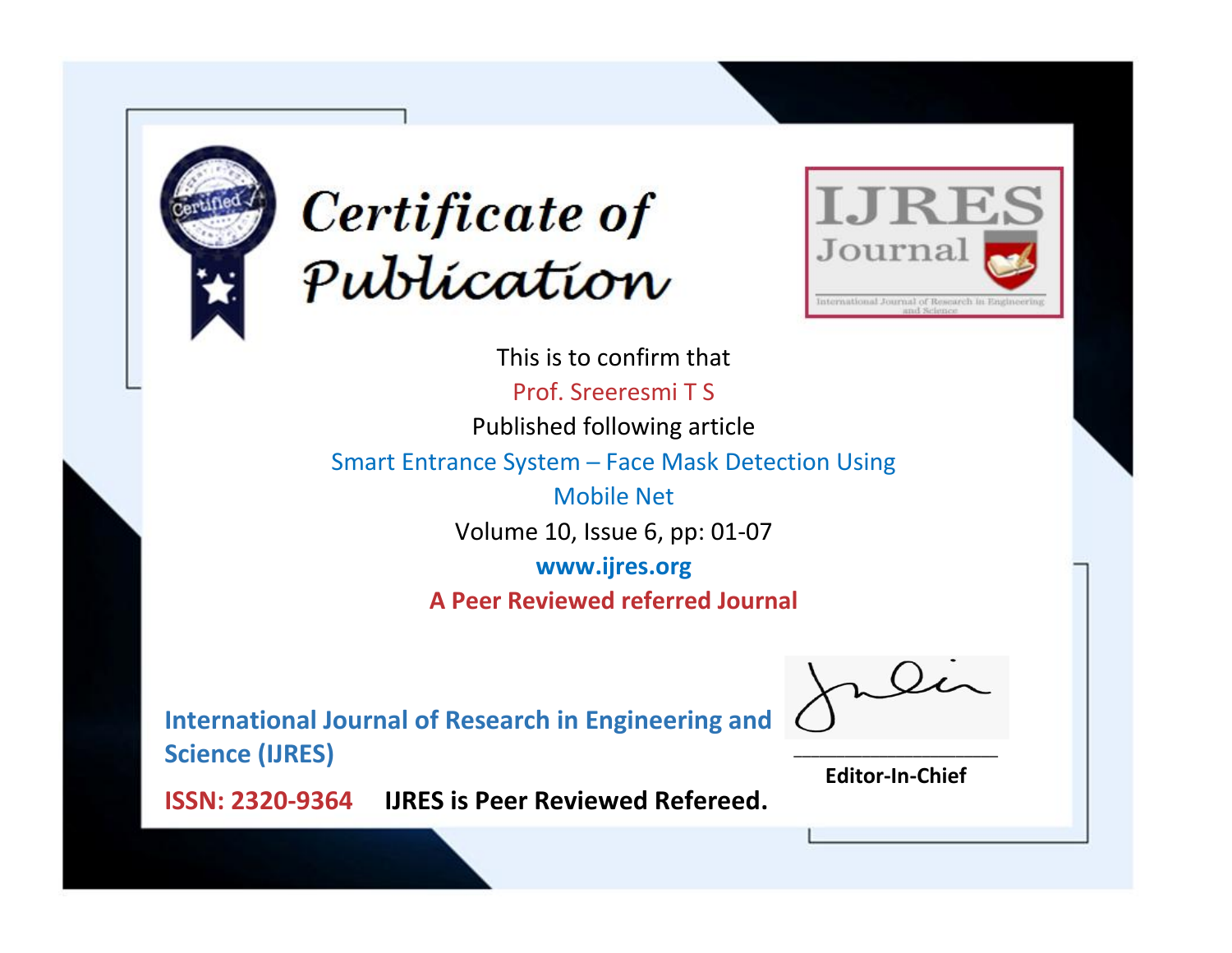# Certificate of Publication

**IJRES Journal**

International Journal of Research in Engineering and Science

This is to confirm that

Prof. Sreeresmi T S

Published following article

Smart Entrance System – Face Mask Detection Using Mobile Net

Volume 10, Issue 6, pp: 01-07

**www.ijres.org**

**A Peer Reviewed referred Journal**

**International Journal of Research in Engineering and Science (IJRES)**

**ISSN: 2320-9364** **IJRES is Peer Reviewed Refereed.**

**Editor-In-Chief**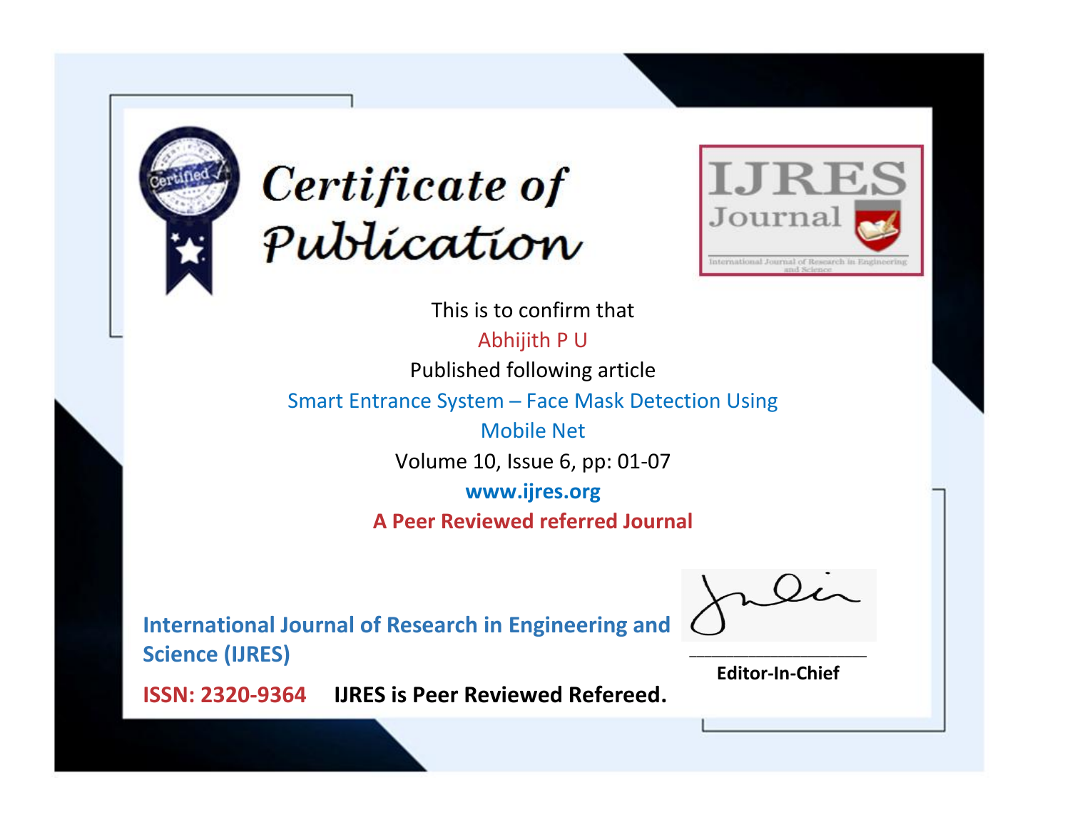# Certificate of Publication

**IJRES Journal**

International Journal of Research in Engineering and Science

This is to confirm that

Abhijith P U

Published following article

Smart Entrance System – Face Mask Detection Using Mobile Net

Volume 10, Issue 6, pp: 01-07

**www.ijres.org**

**A Peer Reviewed referred Journal**

**International Journal of Research in Engineering and Science (IJRES)**

**ISSN: 2320-9364** **IJRES is Peer Reviewed Refereed.**

**Editor-In-Chief**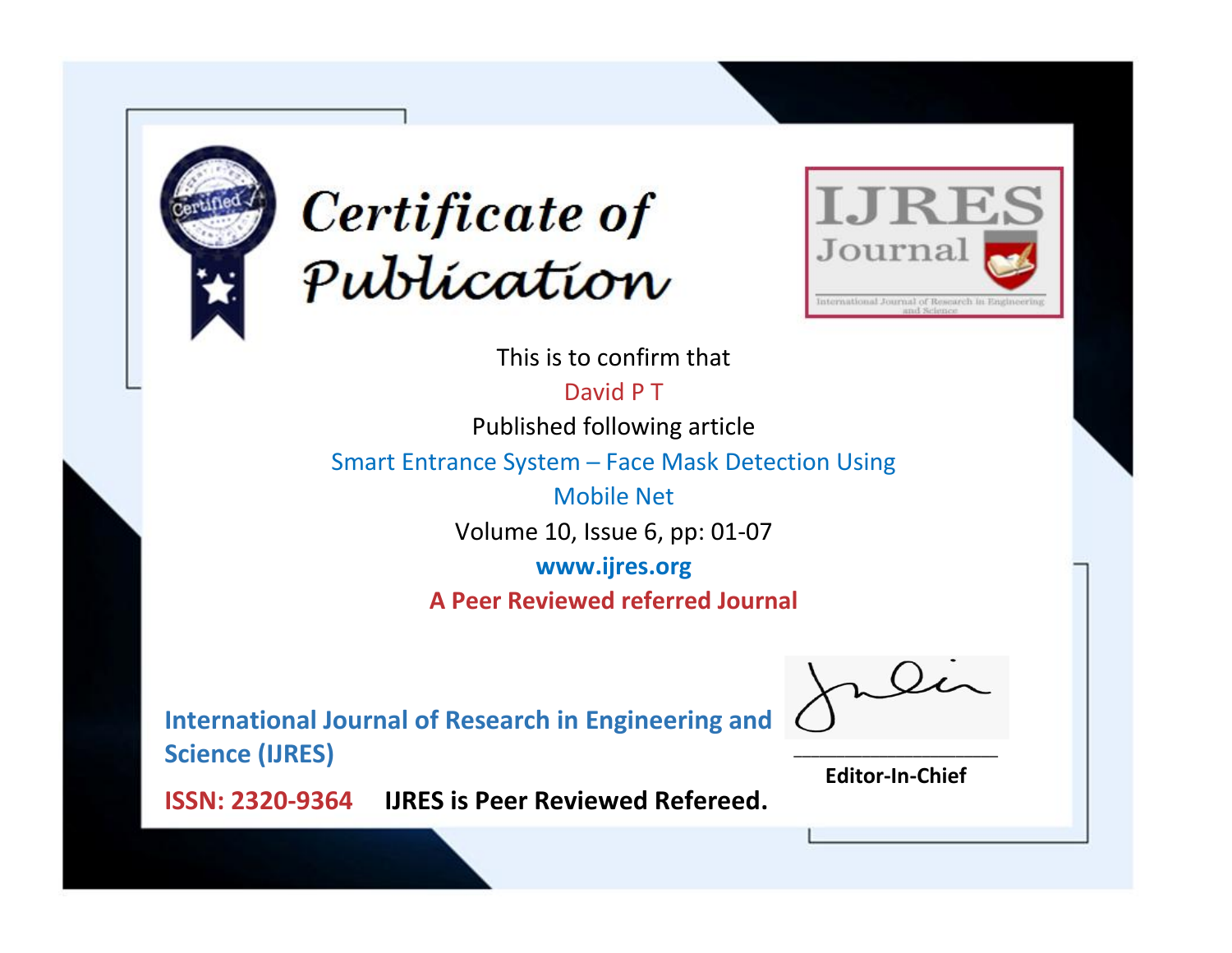# Certificate of Publication

**IJRES Journal**

International Journal of Research in Engineering and Science

This is to confirm that

David P T

Published following article

Smart Entrance System – Face Mask Detection Using Mobile Net

Volume 10, Issue 6, pp: 01-07

**www.ijres.org**

**A Peer Reviewed referred Journal**

**International Journal of Research in Engineering and Science (IJRES)**

**ISSN: 2320-9364** **IJRES is Peer Reviewed Refereed.**

**Editor-In-Chief**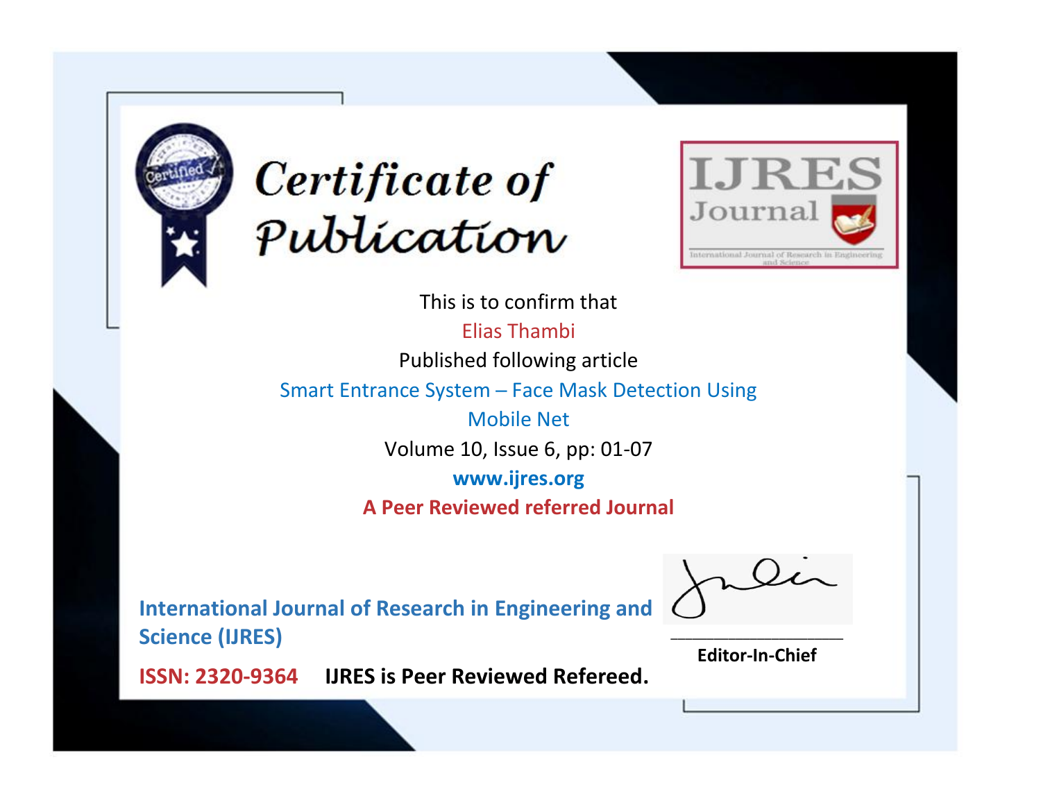# Certificate of Publication

IJRES Journal

International Journal of Research in Engineering and Science

This is to confirm that

Elias Thambi

Published following article

Smart Entrance System – Face Mask Detection Using Mobile Net

Volume 10, Issue 6, pp: 01-07

**www.ijres.org**

**A Peer Reviewed referred Journal**

**International Journal of Research in Engineering and Science (IJRES)**

**ISSN: 2320-9364** **IJRES is Peer Reviewed Refereed.**

**Editor-In-Chief**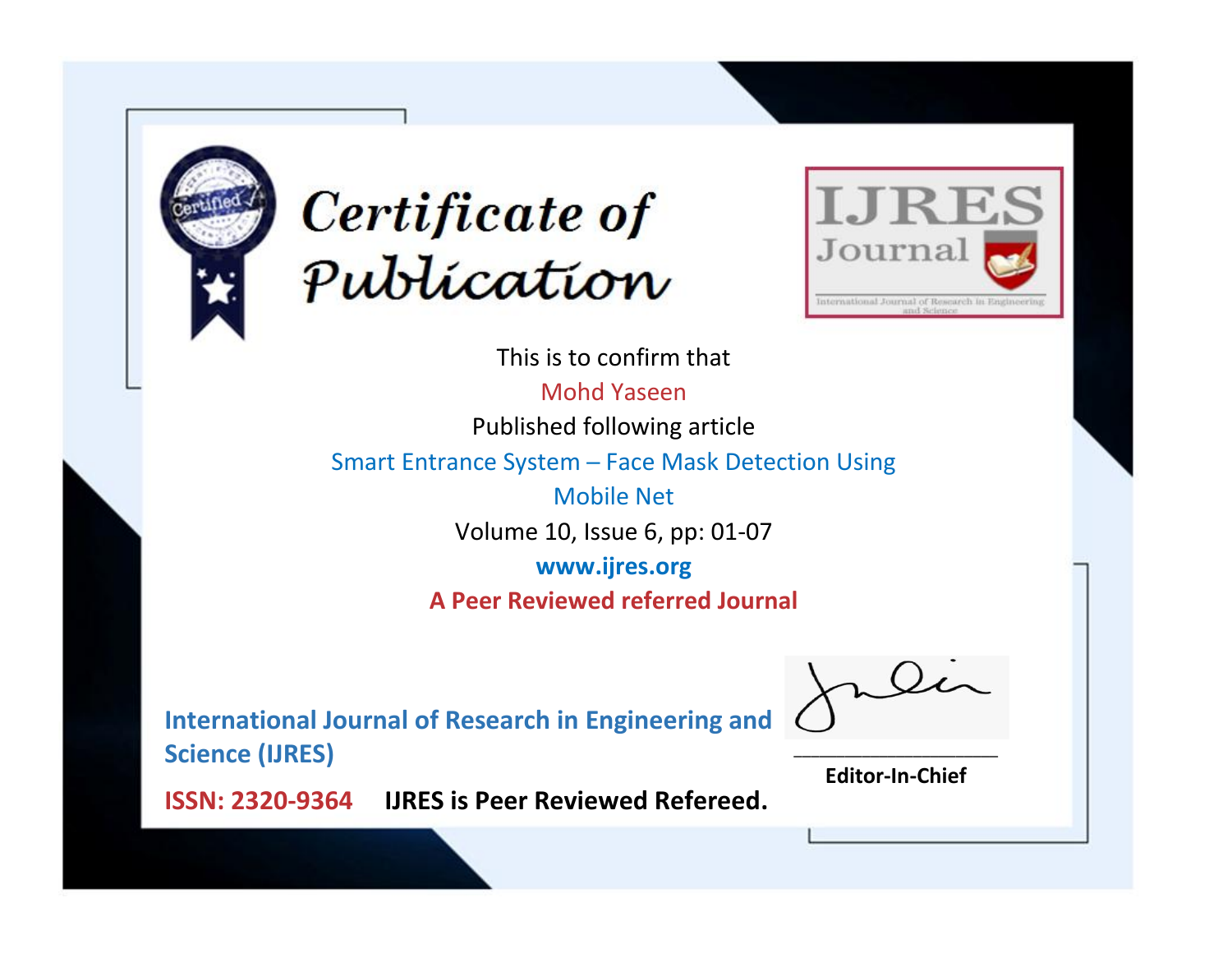# Certificate of Publication

**IJRES Journal**

International Journal of Research in Engineering and Science

This is to confirm that

Mohd Yaseen

Published following article

Smart Entrance System – Face Mask Detection Using Mobile Net

Volume 10, Issue 6, pp: 01-07

**www.ijres.org**

**A Peer Reviewed referred Journal**

**International Journal of Research in Engineering and Science (IJRES)**

**ISSN: 2320-9364** **IJRES is Peer Reviewed Refereed.**

**Editor-In-Chief**